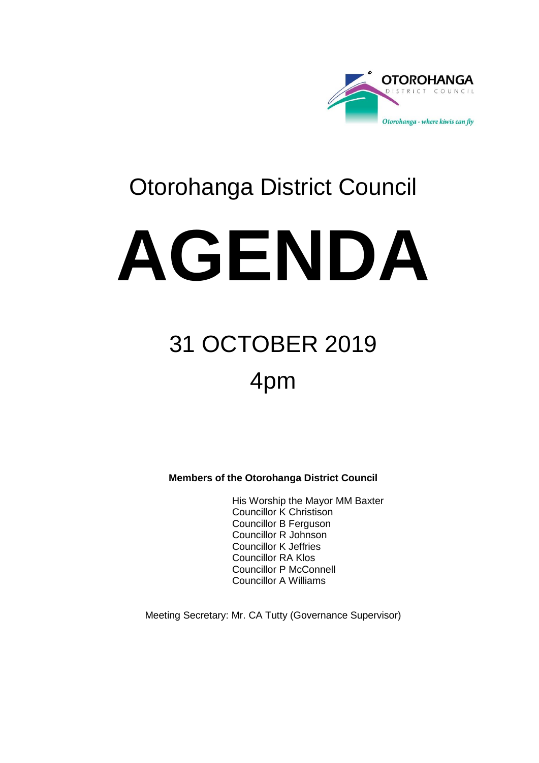OTOROHANGA DISTRICT COUNCIL

*Otorohanga - where kiwis can fly*

# Otorohanga District Council

# AGENDA

## 31 OCTOBER 2019

## 4pm

**Members of the Otorohanga District Council**

His Worship the Mayor MM Baxter
Councillor K Christison
Councillor B Ferguson
Councillor R Johnson
Councillor K Jeffries
Councillor RA Klos
Councillor P McConnell
Councillor A Williams

Meeting Secretary: Mr. CA Tutty (Governance Supervisor)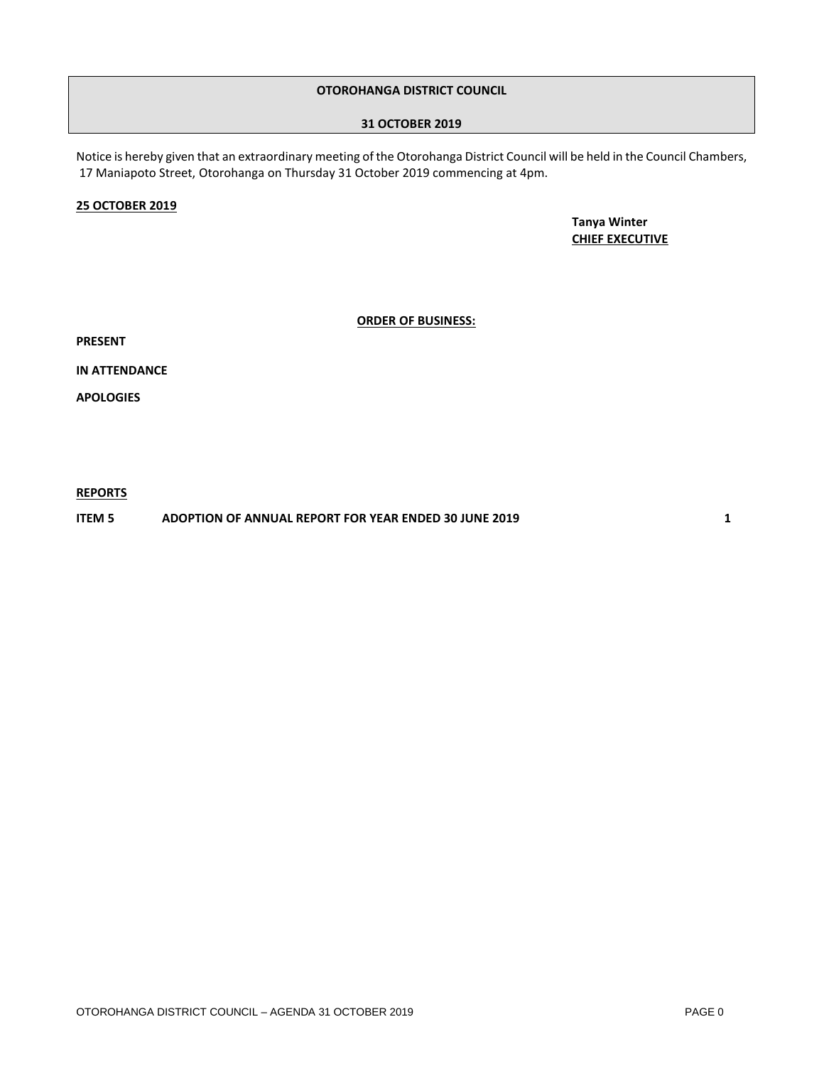**OTOROHANGA DISTRICT COUNCIL**

**31 OCTOBER 2019**

Notice is hereby given that an extraordinary meeting of the Otorohanga District Council will be held in the Council Chambers, 17 Maniapoto Street, Otorohanga on Thursday 31 October 2019 commencing at 4pm.

**25 OCTOBER 2019**

**Tanya Winter**
**CHIEF EXECUTIVE**

**ORDER OF BUSINESS:**

**PRESENT**

**IN ATTENDANCE**

**APOLOGIES**

**REPORTS**

| | | |
|---|---|---|
| **ITEM 5** | **ADOPTION OF ANNUAL REPORT FOR YEAR ENDED 30 JUNE 2019** | **1** |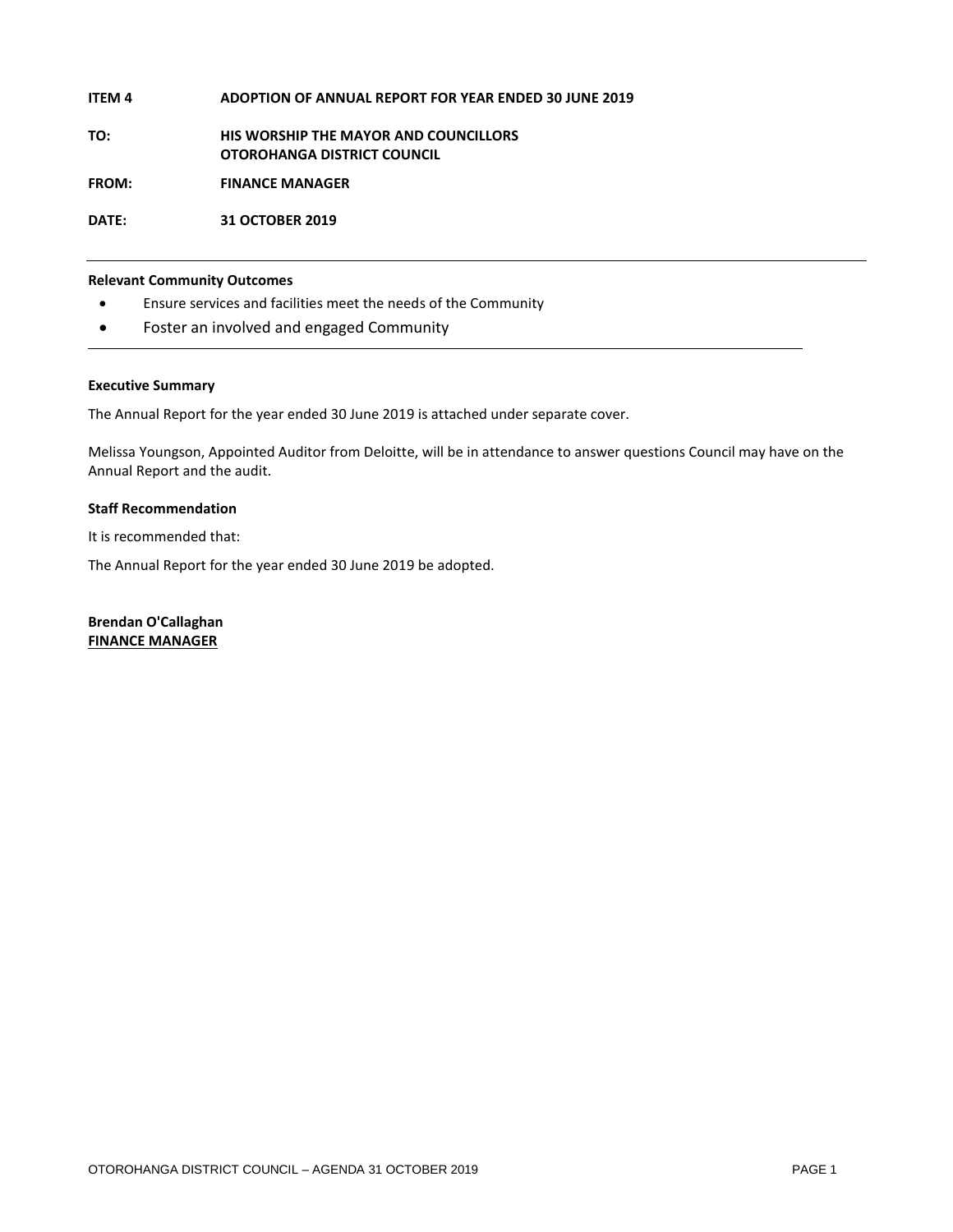**ITEM 4** **ADOPTION OF ANNUAL REPORT FOR YEAR ENDED 30 JUNE 2019**

**TO:** **HIS WORSHIP THE MAYOR AND COUNCILLORS**
**OTOROHANGA DISTRICT COUNCIL**

**FROM:** **FINANCE MANAGER**

**DATE:** **31 OCTOBER 2019**

---

**Relevant Community Outcomes**

- Ensure services and facilities meet the needs of the Community
- Foster an involved and engaged Community

---

**Executive Summary**

The Annual Report for the year ended 30 June 2019 is attached under separate cover.

Melissa Youngson, Appointed Auditor from Deloitte, will be in attendance to answer questions Council may have on the Annual Report and the audit.

**Staff Recommendation**

It is recommended that:

The Annual Report for the year ended 30 June 2019 be adopted.

**Brendan O'Callaghan**
**FINANCE MANAGER**